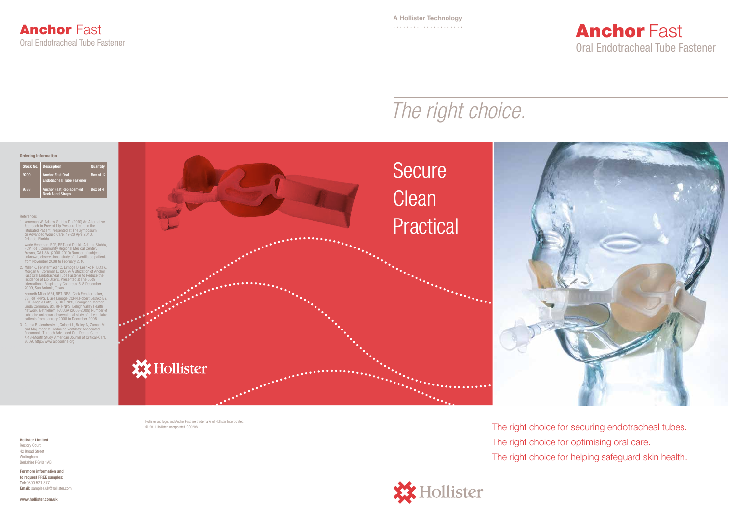# Anchor Fast

Oral Endotracheal Tube Fastener

**Ordering Information**

| Stock No. | Description | Quantity |
|---|---|---|
| 9799 | Anchor Fast Oral Endotracheal Tube Fastener | Box of 12 |
| 9788 | Anchor Fast Replacement Neck Band Straps | Box of 4 |

References

1. Veneman W, Adams-Stubbs D. (2010) An Alternative Approach to Prevent Lip Pressure Ulcers in the Intubated Patient. Presented at The Symposium on Advanced Wound Care. 17-20 April 2010, Orlando, Florida.

   Wade Veneman, RCP, RRT and Debbie Adams-Stubbs, RCP, RRT. Community Regional Medical Center, Fresno, CA USA. (2008-2010) Number of subjects: unknown, observational study of all ventilated patients from November 2008 to February 2010.

2. Miller K, Fenstermaker C, Limoge D, Leshko R, Lutz A, Morgan G, Cornman L. (2009) A Utilization of Anchor Fast Oral Endotracheal Tube Fastener to Reduce the Incidence of Lip Ulcers. Presented at The 55th International Respiratory Congress. 5-8 December 2009, San Antonio, Texas.

   Kenneth Miller MEd, RRT-NPS, Chris Fenstermaker, BS, RRT-NPS, Diane Limoge CCRN, Robert Leshko BS, RRT, Angela Lutz, BS, RRT-NPS, Georgiann Morgan, Linda Cornman, BS, RRT-NPS. Lehigh Valley Health Network, Bethlehem, PA USA (2008-2009) Number of subjects: unknown, observational study of all ventilated patients from January 2008 to December 2008.

3. Garcia R, Jendresky L, Colbert L, Bailey A, Zaman M, and Majumder M. Reducing Ventilator-Associated Pneumonia Through Advanced Oral-Dental Care: A 48-Month Study. American Journal of Critical-Care. 2009. http://www.ajcconline.org

Hollister

**Hollister Limited**
Rectory Court
42 Broad Street
Wokingham
Berkshire RG40 1AB

**For more information and to request FREE samples:**
**Tel:** 0800 521 377
**Email:** samples.uk@hollister.com

**www.hollister.com/uk**

Hollister and logo, and Anchor Fast are trademarks of Hollister Incorporated.
© 2011 Hollister Incorporated. CO3208.

A Hollister Technology

# Anchor Fast

## Oral Endotracheal Tube Fastener

*The right choice.*

Secure
Clean
Practical

The right choice for securing endotracheal tubes.
The right choice for optimising oral care.
The right choice for helping safeguard skin health.

Hollister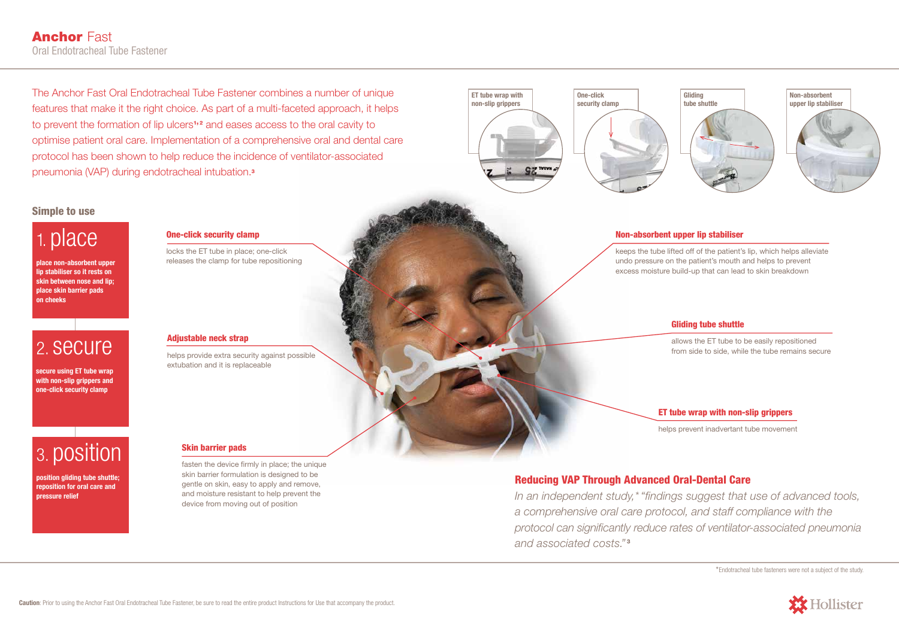# **Anchor** Fast

Oral Endotracheal Tube Fastener

The Anchor Fast Oral Endotracheal Tube Fastener combines a number of unique features that make it the right choice. As part of a multi-faceted approach, it helps to prevent the formation of lip ulcers[1,2] and eases access to the oral cavity to optimise patient oral care. Implementation of a comprehensive oral and dental care protocol has been shown to help reduce the incidence of ventilator-associated pneumonia (VAP) during endotracheal intubation.[3]

ET tube wrap with non-slip grippers

One-click security clamp

Gliding tube shuttle

Non-absorbent upper lip stabiliser

## Simple to use

### 1. place

**place non-absorbent upper lip stabiliser so it rests on skin between nose and lip; place skin barrier pads on cheeks**

### 2. secure

**secure using ET tube wrap with non-slip grippers and one-click security clamp**

### 3. position

**position gliding tube shuttle; reposition for oral care and pressure relief**

**One-click security clamp**

locks the ET tube in place; one-click releases the clamp for tube repositioning

**Adjustable neck strap**

helps provide extra security against possible extubation and it is replaceable

**Skin barrier pads**

fasten the device firmly in place; the unique skin barrier formulation is designed to be gentle on skin, easy to apply and remove, and moisture resistant to help prevent the device from moving out of position

**Non-absorbent upper lip stabiliser**

keeps the tube lifted off of the patient's lip, which helps alleviate undo pressure on the patient's mouth and helps to prevent excess moisture build-up that can lead to skin breakdown

**Gliding tube shuttle**

allows the ET tube to be easily repositioned from side to side, while the tube remains secure

**ET tube wrap with non-slip grippers**

helps prevent inadvertant tube movement

## Reducing VAP Through Advanced Oral-Dental Care

*In an independent study,\* "findings suggest that use of advanced tools, a comprehensive oral care protocol, and staff compliance with the protocol can significantly reduce rates of ventilator-associated pneumonia and associated costs."*[3]

\*Endotracheal tube fasteners were not a subject of the study.

**Caution**: Prior to using the Anchor Fast Oral Endotracheal Tube Fastener, be sure to read the entire product Instructions for Use that accompany the product.

Hollister